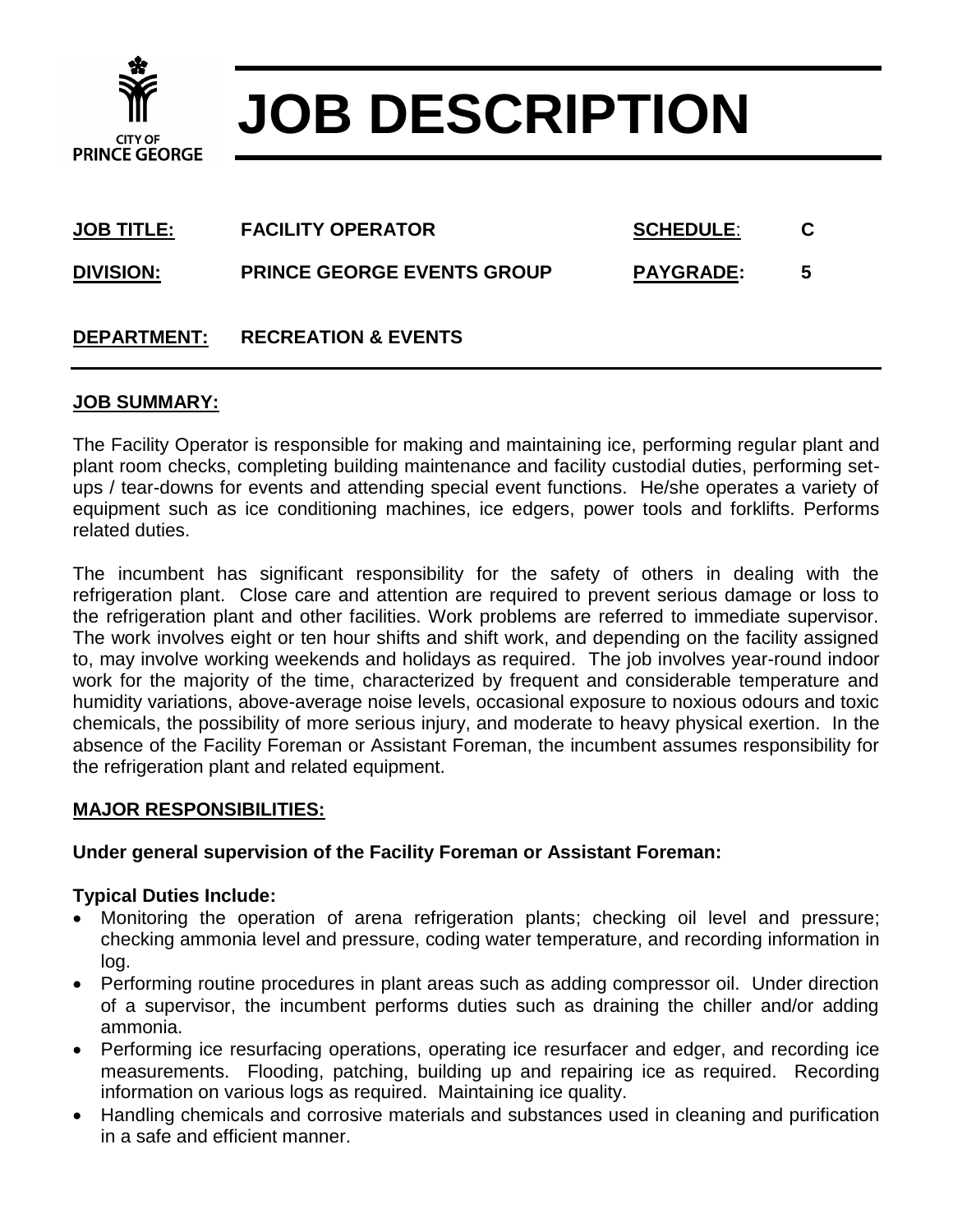# JOB DESCRIPTION

| | | | |
|---|---|---|---|
| **JOB TITLE:** | **FACILITY OPERATOR** | **SCHEDULE:** | **C** |
| **DIVISION:** | **PRINCE GEORGE EVENTS GROUP** | **PAYGRADE:** | **5** |
| **DEPARTMENT:** | **RECREATION & EVENTS** | | |

## JOB SUMMARY:

The Facility Operator is responsible for making and maintaining ice, performing regular plant and plant room checks, completing building maintenance and facility custodial duties, performing set-ups / tear-downs for events and attending special event functions. He/she operates a variety of equipment such as ice conditioning machines, ice edgers, power tools and forklifts. Performs related duties.

The incumbent has significant responsibility for the safety of others in dealing with the refrigeration plant. Close care and attention are required to prevent serious damage or loss to the refrigeration plant and other facilities. Work problems are referred to immediate supervisor. The work involves eight or ten hour shifts and shift work, and depending on the facility assigned to, may involve working weekends and holidays as required. The job involves year-round indoor work for the majority of the time, characterized by frequent and considerable temperature and humidity variations, above-average noise levels, occasional exposure to noxious odours and toxic chemicals, the possibility of more serious injury, and moderate to heavy physical exertion. In the absence of the Facility Foreman or Assistant Foreman, the incumbent assumes responsibility for the refrigeration plant and related equipment.

## MAJOR RESPONSIBILITIES:

**Under general supervision of the Facility Foreman or Assistant Foreman:**

**Typical Duties Include:**

- Monitoring the operation of arena refrigeration plants; checking oil level and pressure; checking ammonia level and pressure, coding water temperature, and recording information in log.
- Performing routine procedures in plant areas such as adding compressor oil. Under direction of a supervisor, the incumbent performs duties such as draining the chiller and/or adding ammonia.
- Performing ice resurfacing operations, operating ice resurfacer and edger, and recording ice measurements. Flooding, patching, building up and repairing ice as required. Recording information on various logs as required. Maintaining ice quality.
- Handling chemicals and corrosive materials and substances used in cleaning and purification in a safe and efficient manner.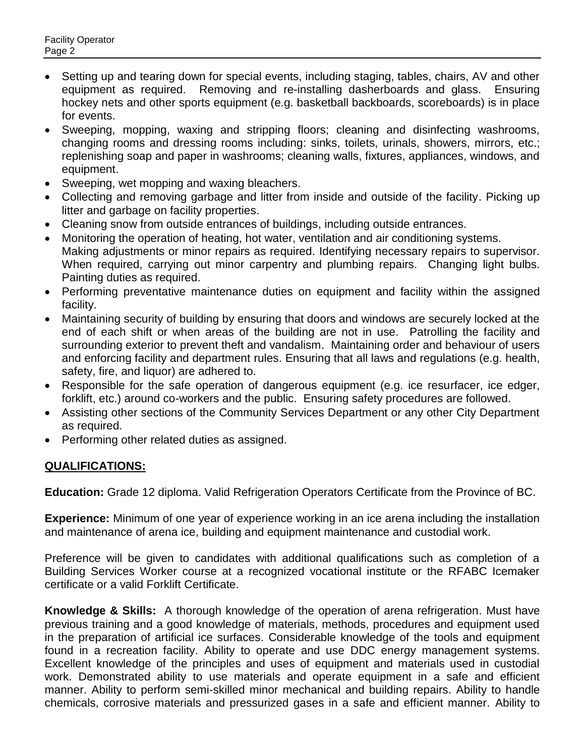- Setting up and tearing down for special events, including staging, tables, chairs, AV and other equipment as required. Removing and re-installing dasherboards and glass. Ensuring hockey nets and other sports equipment (e.g. basketball backboards, scoreboards) is in place for events.
- Sweeping, mopping, waxing and stripping floors; cleaning and disinfecting washrooms, changing rooms and dressing rooms including: sinks, toilets, urinals, showers, mirrors, etc.; replenishing soap and paper in washrooms; cleaning walls, fixtures, appliances, windows, and equipment.
- Sweeping, wet mopping and waxing bleachers.
- Collecting and removing garbage and litter from inside and outside of the facility. Picking up litter and garbage on facility properties.
- Cleaning snow from outside entrances of buildings, including outside entrances.
- Monitoring the operation of heating, hot water, ventilation and air conditioning systems. Making adjustments or minor repairs as required. Identifying necessary repairs to supervisor. When required, carrying out minor carpentry and plumbing repairs. Changing light bulbs. Painting duties as required.
- Performing preventative maintenance duties on equipment and facility within the assigned facility.
- Maintaining security of building by ensuring that doors and windows are securely locked at the end of each shift or when areas of the building are not in use. Patrolling the facility and surrounding exterior to prevent theft and vandalism. Maintaining order and behaviour of users and enforcing facility and department rules. Ensuring that all laws and regulations (e.g. health, safety, fire, and liquor) are adhered to.
- Responsible for the safe operation of dangerous equipment (e.g. ice resurfacer, ice edger, forklift, etc.) around co-workers and the public. Ensuring safety procedures are followed.
- Assisting other sections of the Community Services Department or any other City Department as required.
- Performing other related duties as assigned.

## QUALIFICATIONS:

**Education:** Grade 12 diploma. Valid Refrigeration Operators Certificate from the Province of BC.

**Experience:** Minimum of one year of experience working in an ice arena including the installation and maintenance of arena ice, building and equipment maintenance and custodial work.

Preference will be given to candidates with additional qualifications such as completion of a Building Services Worker course at a recognized vocational institute or the RFABC Icemaker certificate or a valid Forklift Certificate.

**Knowledge & Skills:** A thorough knowledge of the operation of arena refrigeration. Must have previous training and a good knowledge of materials, methods, procedures and equipment used in the preparation of artificial ice surfaces. Considerable knowledge of the tools and equipment found in a recreation facility. Ability to operate and use DDC energy management systems. Excellent knowledge of the principles and uses of equipment and materials used in custodial work. Demonstrated ability to use materials and operate equipment in a safe and efficient manner. Ability to perform semi-skilled minor mechanical and building repairs. Ability to handle chemicals, corrosive materials and pressurized gases in a safe and efficient manner. Ability to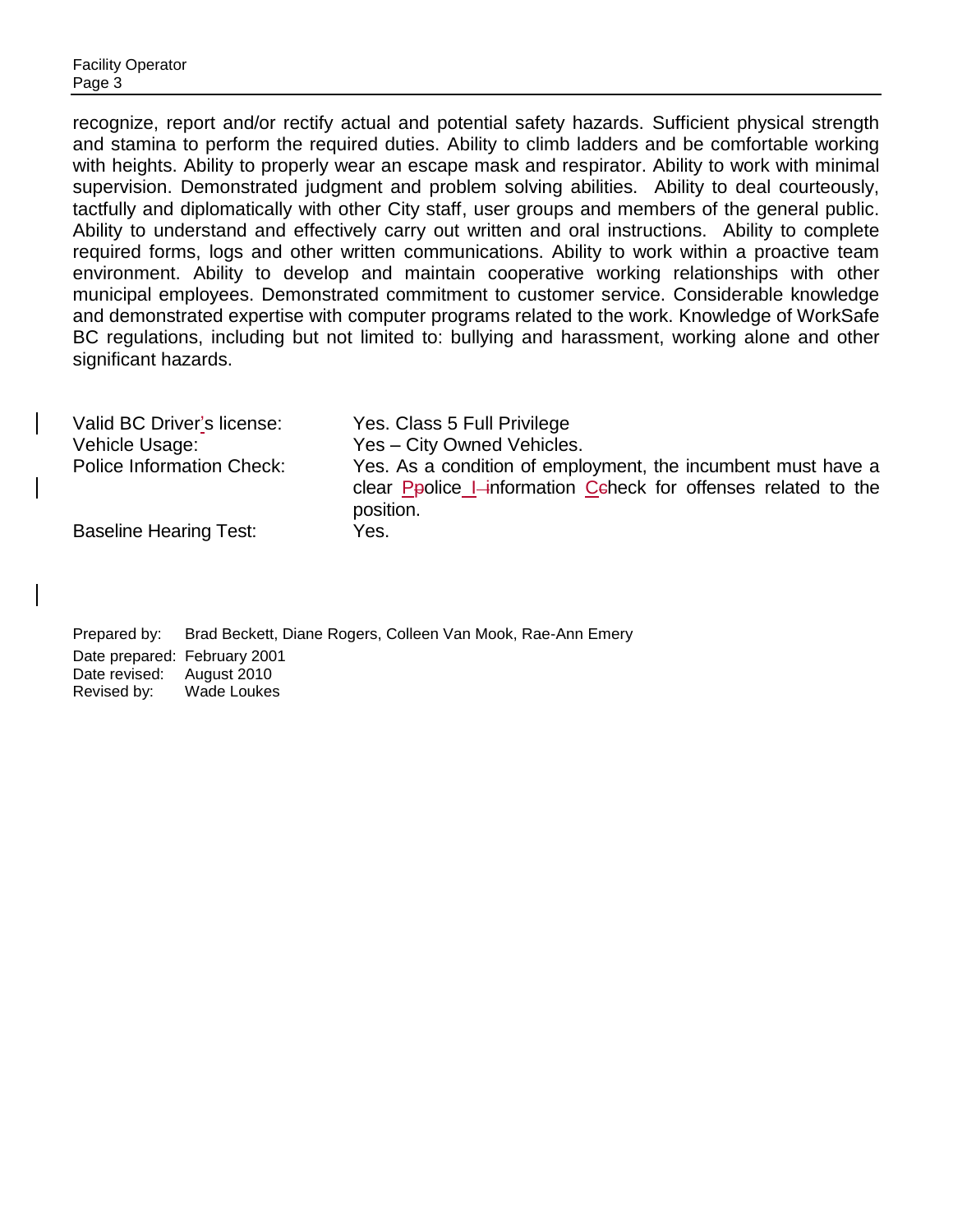recognize, report and/or rectify actual and potential safety hazards. Sufficient physical strength and stamina to perform the required duties. Ability to climb ladders and be comfortable working with heights. Ability to properly wear an escape mask and respirator. Ability to work with minimal supervision. Demonstrated judgment and problem solving abilities. Ability to deal courteously, tactfully and diplomatically with other City staff, user groups and members of the general public. Ability to understand and effectively carry out written and oral instructions. Ability to complete required forms, logs and other written communications. Ability to work within a proactive team environment. Ability to develop and maintain cooperative working relationships with other municipal employees. Demonstrated commitment to customer service. Considerable knowledge and demonstrated expertise with computer programs related to the work. Knowledge of WorkSafe BC regulations, including but not limited to: bullying and harassment, working alone and other significant hazards.

| | |
|---|---|
| Valid BC Driver's license: | Yes. Class 5 Full Privilege |
| Vehicle Usage: | Yes – City Owned Vehicles. |
| Police Information Check: | Yes. As a condition of employment, the incumbent must have a clear Police Information Check for offenses related to the position. |
| Baseline Hearing Test: | Yes. |

Prepared by: Brad Beckett, Diane Rogers, Colleen Van Mook, Rae-Ann Emery

Date prepared: February 2001
Date revised: August 2010
Revised by: Wade Loukes